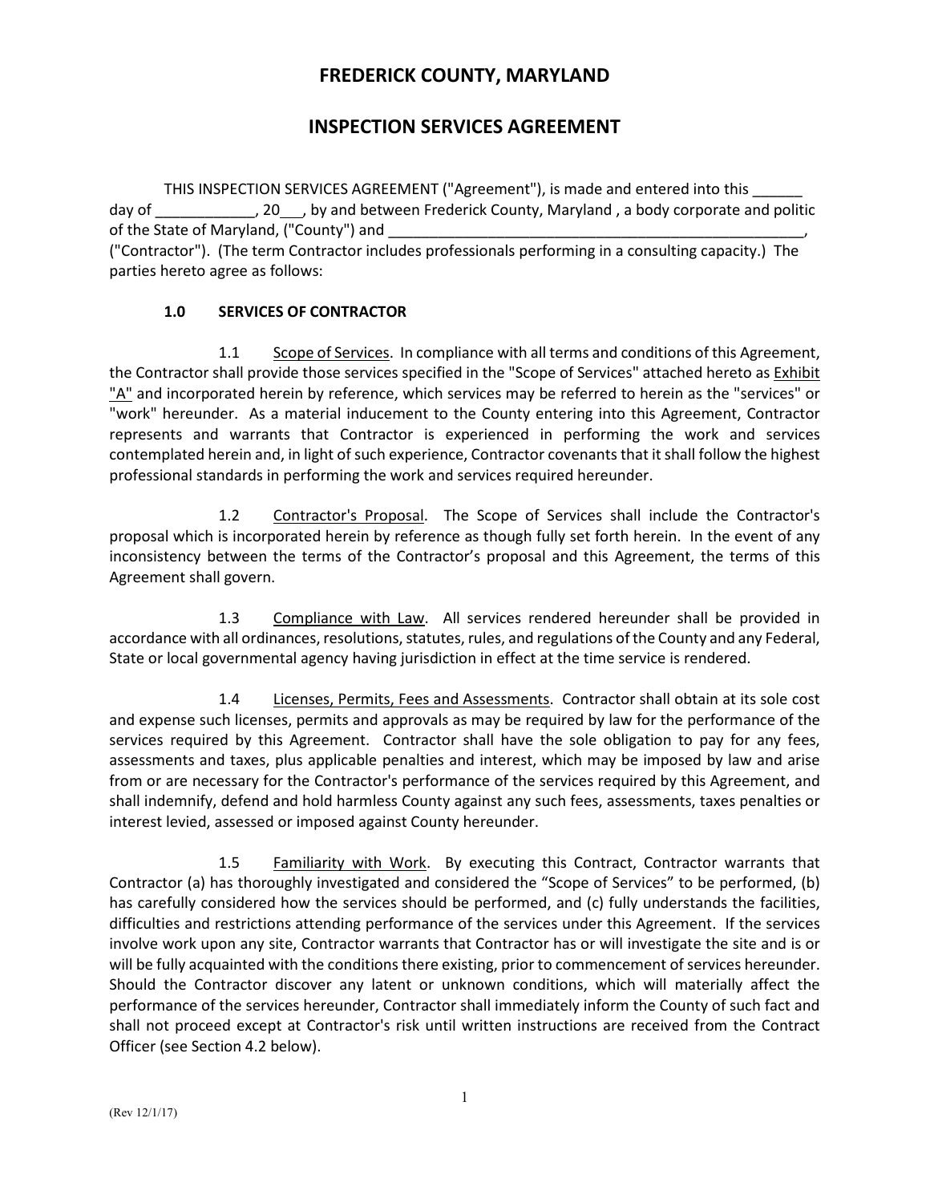# FREDERICK COUNTY, MARYLAND

## INSPECTION SERVICES AGREEMENT

THIS INSPECTION SERVICES AGREEMENT ("Agreement"), is made and entered into this ______ day of ____________, 20___, by and between Frederick County, Maryland , a body corporate and politic of the State of Maryland, ("County") and ____________________________________________________, ("Contractor"). (The term Contractor includes professionals performing in a consulting capacity.) The parties hereto agree as follows:

### 1.0 SERVICES OF CONTRACTOR

1.1 Scope of Services. In compliance with all terms and conditions of this Agreement, the Contractor shall provide those services specified in the "Scope of Services" attached hereto as Exhibit "A" and incorporated herein by reference, which services may be referred to herein as the "services" or "work" hereunder. As a material inducement to the County entering into this Agreement, Contractor represents and warrants that Contractor is experienced in performing the work and services contemplated herein and, in light of such experience, Contractor covenants that it shall follow the highest professional standards in performing the work and services required hereunder.

1.2 Contractor's Proposal. The Scope of Services shall include the Contractor's proposal which is incorporated herein by reference as though fully set forth herein. In the event of any inconsistency between the terms of the Contractor's proposal and this Agreement, the terms of this Agreement shall govern.

1.3 Compliance with Law. All services rendered hereunder shall be provided in accordance with all ordinances, resolutions, statutes, rules, and regulations of the County and any Federal, State or local governmental agency having jurisdiction in effect at the time service is rendered.

1.4 Licenses, Permits, Fees and Assessments. Contractor shall obtain at its sole cost and expense such licenses, permits and approvals as may be required by law for the performance of the services required by this Agreement. Contractor shall have the sole obligation to pay for any fees, assessments and taxes, plus applicable penalties and interest, which may be imposed by law and arise from or are necessary for the Contractor's performance of the services required by this Agreement, and shall indemnify, defend and hold harmless County against any such fees, assessments, taxes penalties or interest levied, assessed or imposed against County hereunder.

1.5 Familiarity with Work. By executing this Contract, Contractor warrants that Contractor (a) has thoroughly investigated and considered the "Scope of Services" to be performed, (b) has carefully considered how the services should be performed, and (c) fully understands the facilities, difficulties and restrictions attending performance of the services under this Agreement. If the services involve work upon any site, Contractor warrants that Contractor has or will investigate the site and is or will be fully acquainted with the conditions there existing, prior to commencement of services hereunder. Should the Contractor discover any latent or unknown conditions, which will materially affect the performance of the services hereunder, Contractor shall immediately inform the County of such fact and shall not proceed except at Contractor's risk until written instructions are received from the Contract Officer (see Section 4.2 below).

(Rev 12/1/17)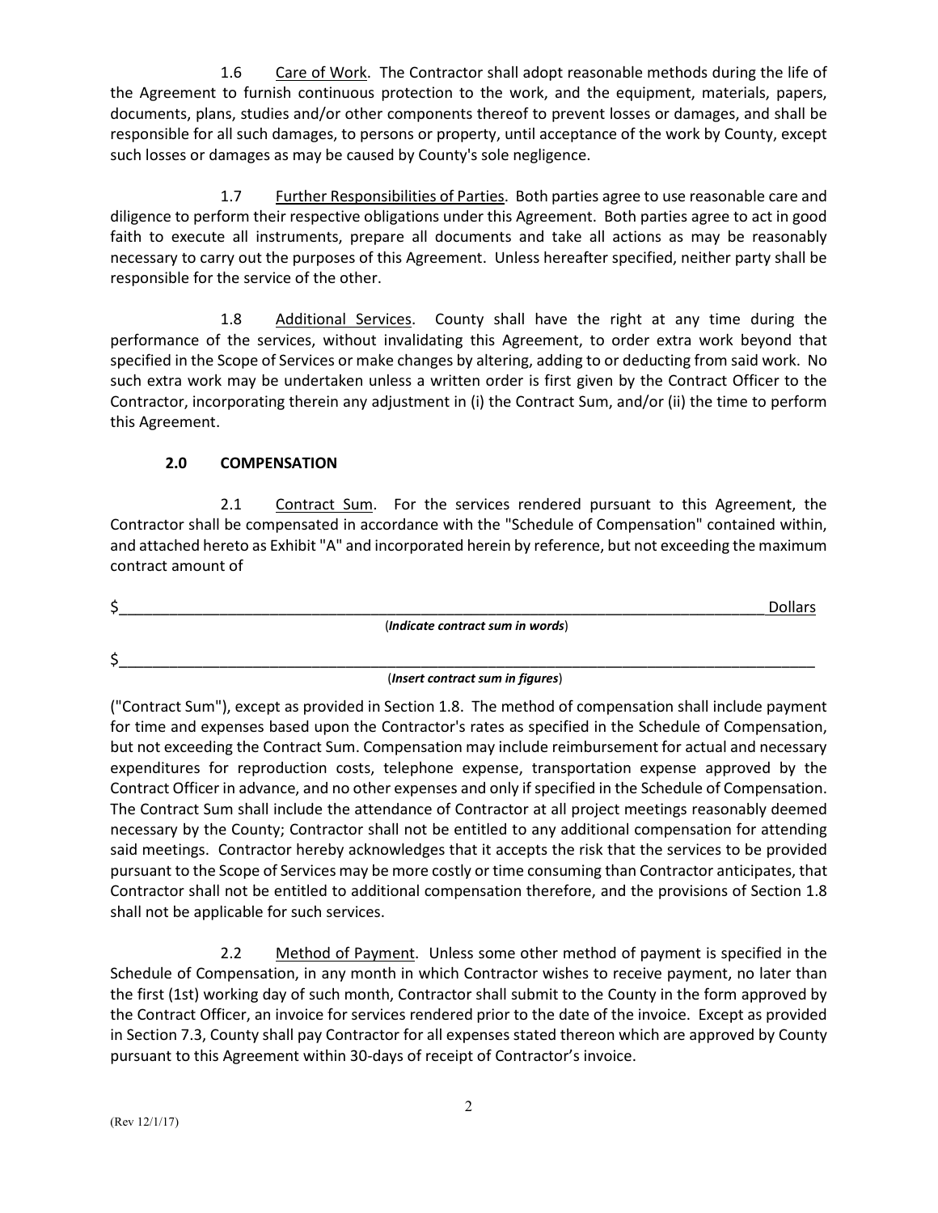1.6 Care of Work. The Contractor shall adopt reasonable methods during the life of the Agreement to furnish continuous protection to the work, and the equipment, materials, papers, documents, plans, studies and/or other components thereof to prevent losses or damages, and shall be responsible for all such damages, to persons or property, until acceptance of the work by County, except such losses or damages as may be caused by County's sole negligence.

1.7 Further Responsibilities of Parties. Both parties agree to use reasonable care and diligence to perform their respective obligations under this Agreement. Both parties agree to act in good faith to execute all instruments, prepare all documents and take all actions as may be reasonably necessary to carry out the purposes of this Agreement. Unless hereafter specified, neither party shall be responsible for the service of the other.

1.8 Additional Services. County shall have the right at any time during the performance of the services, without invalidating this Agreement, to order extra work beyond that specified in the Scope of Services or make changes by altering, adding to or deducting from said work. No such extra work may be undertaken unless a written order is first given by the Contract Officer to the Contractor, incorporating therein any adjustment in (i) the Contract Sum, and/or (ii) the time to perform this Agreement.

## 2.0 COMPENSATION

2.1 Contract Sum. For the services rendered pursuant to this Agreement, the Contractor shall be compensated in accordance with the "Schedule of Compensation" contained within, and attached hereto as Exhibit "A" and incorporated herein by reference, but not exceeding the maximum contract amount of

$_______________________________________________________________________________ Dollars

(***Indicate contract sum in words***)

$_______________________________________________________________________________

(***Insert contract sum in figures***)

("Contract Sum"), except as provided in Section 1.8. The method of compensation shall include payment for time and expenses based upon the Contractor's rates as specified in the Schedule of Compensation, but not exceeding the Contract Sum. Compensation may include reimbursement for actual and necessary expenditures for reproduction costs, telephone expense, transportation expense approved by the Contract Officer in advance, and no other expenses and only if specified in the Schedule of Compensation. The Contract Sum shall include the attendance of Contractor at all project meetings reasonably deemed necessary by the County; Contractor shall not be entitled to any additional compensation for attending said meetings. Contractor hereby acknowledges that it accepts the risk that the services to be provided pursuant to the Scope of Services may be more costly or time consuming than Contractor anticipates, that Contractor shall not be entitled to additional compensation therefore, and the provisions of Section 1.8 shall not be applicable for such services.

2.2 Method of Payment. Unless some other method of payment is specified in the Schedule of Compensation, in any month in which Contractor wishes to receive payment, no later than the first (1st) working day of such month, Contractor shall submit to the County in the form approved by the Contract Officer, an invoice for services rendered prior to the date of the invoice. Except as provided in Section 7.3, County shall pay Contractor for all expenses stated thereon which are approved by County pursuant to this Agreement within 30-days of receipt of Contractor's invoice.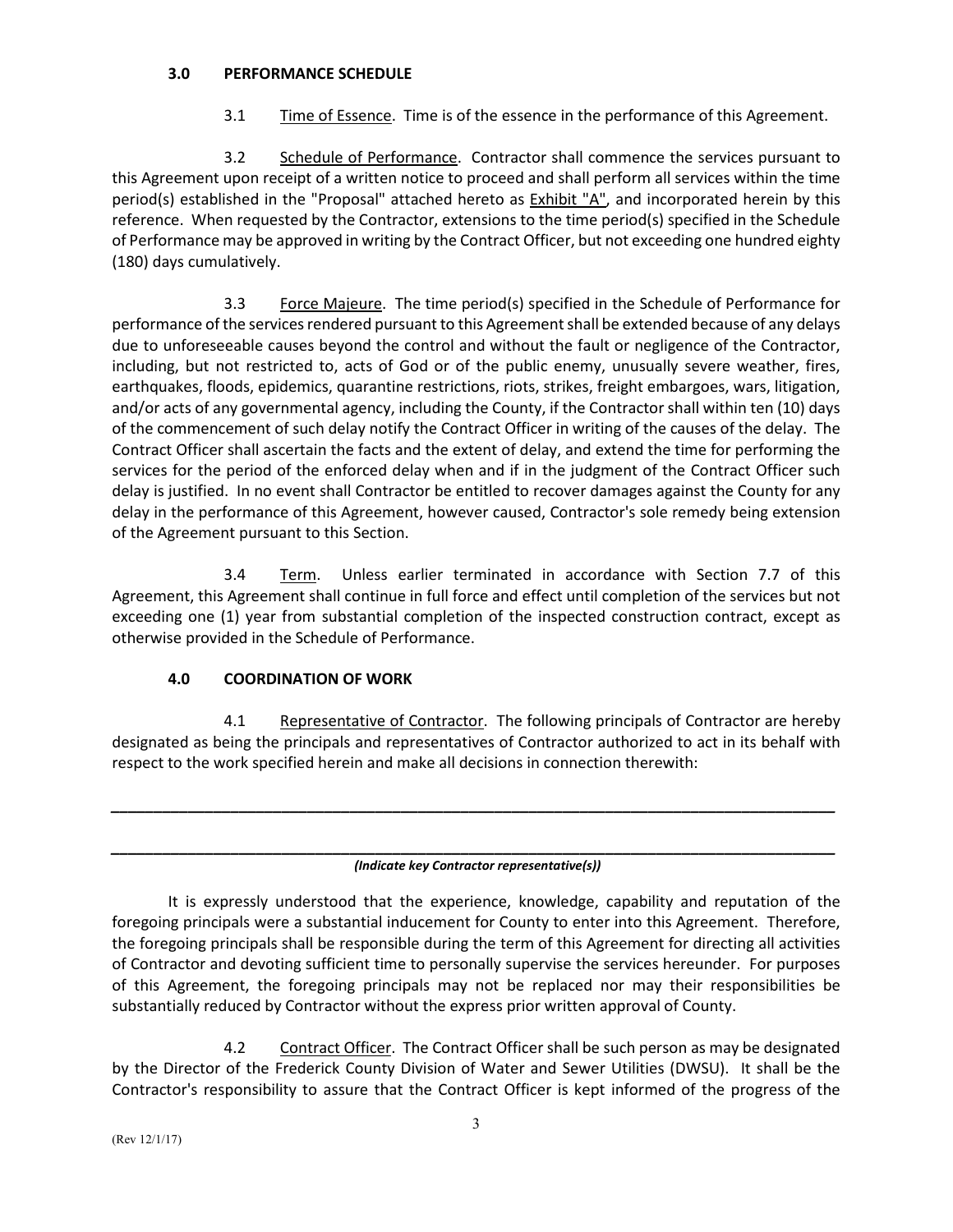### 3.0 PERFORMANCE SCHEDULE

3.1 Time of Essence. Time is of the essence in the performance of this Agreement.

3.2 Schedule of Performance. Contractor shall commence the services pursuant to this Agreement upon receipt of a written notice to proceed and shall perform all services within the time period(s) established in the "Proposal" attached hereto as Exhibit "A", and incorporated herein by this reference. When requested by the Contractor, extensions to the time period(s) specified in the Schedule of Performance may be approved in writing by the Contract Officer, but not exceeding one hundred eighty (180) days cumulatively.

3.3 Force Majeure. The time period(s) specified in the Schedule of Performance for performance of the services rendered pursuant to this Agreement shall be extended because of any delays due to unforeseeable causes beyond the control and without the fault or negligence of the Contractor, including, but not restricted to, acts of God or of the public enemy, unusually severe weather, fires, earthquakes, floods, epidemics, quarantine restrictions, riots, strikes, freight embargoes, wars, litigation, and/or acts of any governmental agency, including the County, if the Contractor shall within ten (10) days of the commencement of such delay notify the Contract Officer in writing of the causes of the delay. The Contract Officer shall ascertain the facts and the extent of delay, and extend the time for performing the services for the period of the enforced delay when and if in the judgment of the Contract Officer such delay is justified. In no event shall Contractor be entitled to recover damages against the County for any delay in the performance of this Agreement, however caused, Contractor's sole remedy being extension of the Agreement pursuant to this Section.

3.4 Term. Unless earlier terminated in accordance with Section 7.7 of this Agreement, this Agreement shall continue in full force and effect until completion of the services but not exceeding one (1) year from substantial completion of the inspected construction contract, except as otherwise provided in the Schedule of Performance.

### 4.0 COORDINATION OF WORK

4.1 Representative of Contractor. The following principals of Contractor are hereby designated as being the principals and representatives of Contractor authorized to act in its behalf with respect to the work specified herein and make all decisions in connection therewith:

\_\_\_\_\_\_\_\_\_\_\_\_\_\_\_\_\_\_\_\_\_\_\_\_\_\_\_\_\_\_\_\_\_\_\_\_\_\_\_\_\_\_\_\_\_\_\_\_\_\_\_\_\_\_\_\_\_\_\_\_\_\_\_\_\_\_\_\_\_\_\_\_\_\_\_\_

\_\_\_\_\_\_\_\_\_\_\_\_\_\_\_\_\_\_\_\_\_\_\_\_\_\_\_\_\_\_\_\_\_\_\_\_\_\_\_\_\_\_\_\_\_\_\_\_\_\_\_\_\_\_\_\_\_\_\_\_\_\_\_\_\_\_\_\_\_\_\_\_\_\_\_\_

***(Indicate key Contractor representative(s))***

It is expressly understood that the experience, knowledge, capability and reputation of the foregoing principals were a substantial inducement for County to enter into this Agreement. Therefore, the foregoing principals shall be responsible during the term of this Agreement for directing all activities of Contractor and devoting sufficient time to personally supervise the services hereunder. For purposes of this Agreement, the foregoing principals may not be replaced nor may their responsibilities be substantially reduced by Contractor without the express prior written approval of County.

4.2 Contract Officer. The Contract Officer shall be such person as may be designated by the Director of the Frederick County Division of Water and Sewer Utilities (DWSU). It shall be the Contractor's responsibility to assure that the Contract Officer is kept informed of the progress of the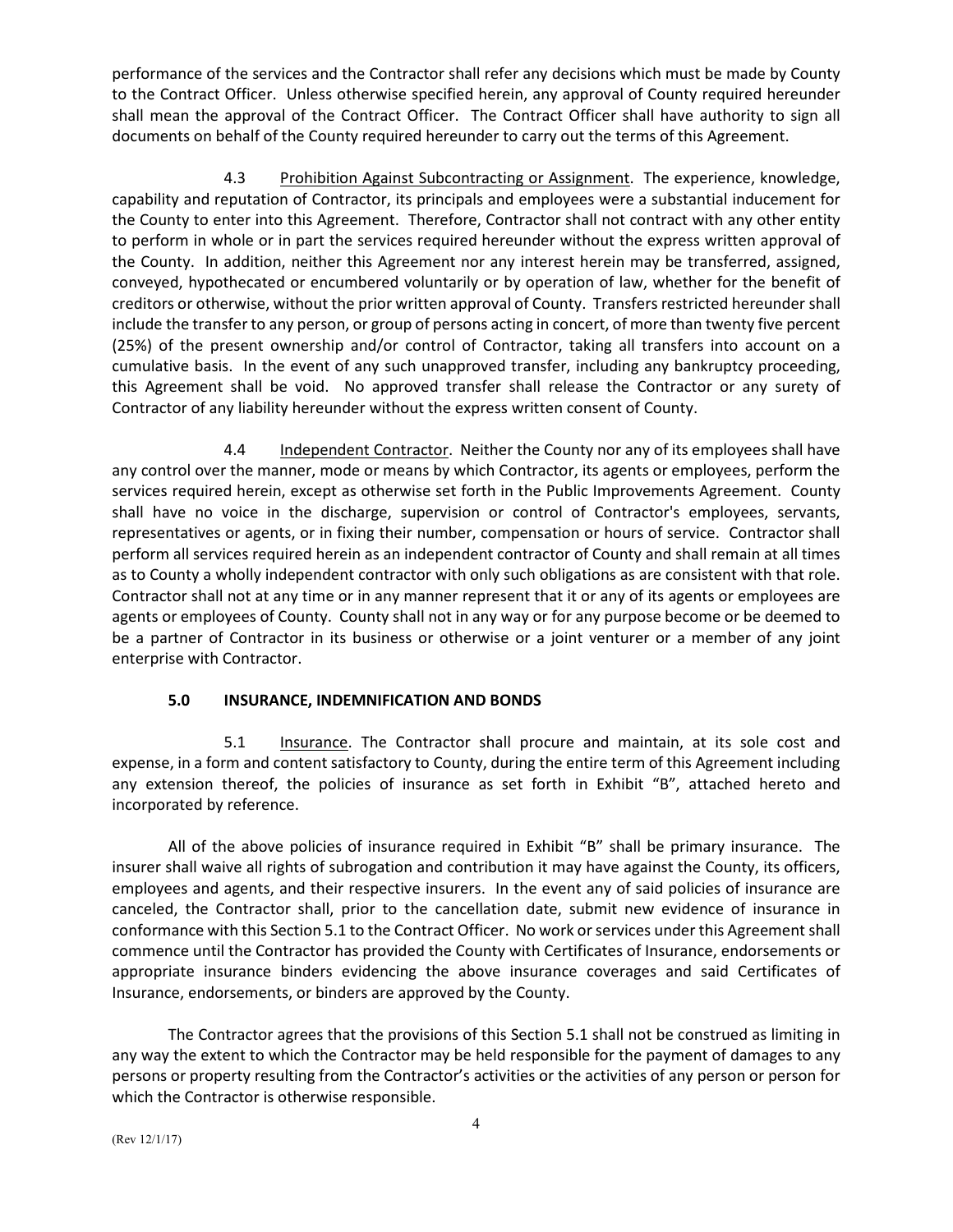performance of the services and the Contractor shall refer any decisions which must be made by County to the Contract Officer. Unless otherwise specified herein, any approval of County required hereunder shall mean the approval of the Contract Officer. The Contract Officer shall have authority to sign all documents on behalf of the County required hereunder to carry out the terms of this Agreement.

4.3 Prohibition Against Subcontracting or Assignment. The experience, knowledge, capability and reputation of Contractor, its principals and employees were a substantial inducement for the County to enter into this Agreement. Therefore, Contractor shall not contract with any other entity to perform in whole or in part the services required hereunder without the express written approval of the County. In addition, neither this Agreement nor any interest herein may be transferred, assigned, conveyed, hypothecated or encumbered voluntarily or by operation of law, whether for the benefit of creditors or otherwise, without the prior written approval of County. Transfers restricted hereunder shall include the transfer to any person, or group of persons acting in concert, of more than twenty five percent (25%) of the present ownership and/or control of Contractor, taking all transfers into account on a cumulative basis. In the event of any such unapproved transfer, including any bankruptcy proceeding, this Agreement shall be void. No approved transfer shall release the Contractor or any surety of Contractor of any liability hereunder without the express written consent of County.

4.4 Independent Contractor. Neither the County nor any of its employees shall have any control over the manner, mode or means by which Contractor, its agents or employees, perform the services required herein, except as otherwise set forth in the Public Improvements Agreement. County shall have no voice in the discharge, supervision or control of Contractor's employees, servants, representatives or agents, or in fixing their number, compensation or hours of service. Contractor shall perform all services required herein as an independent contractor of County and shall remain at all times as to County a wholly independent contractor with only such obligations as are consistent with that role. Contractor shall not at any time or in any manner represent that it or any of its agents or employees are agents or employees of County. County shall not in any way or for any purpose become or be deemed to be a partner of Contractor in its business or otherwise or a joint venturer or a member of any joint enterprise with Contractor.

## 5.0 INSURANCE, INDEMNIFICATION AND BONDS

5.1 Insurance. The Contractor shall procure and maintain, at its sole cost and expense, in a form and content satisfactory to County, during the entire term of this Agreement including any extension thereof, the policies of insurance as set forth in Exhibit "B", attached hereto and incorporated by reference.

All of the above policies of insurance required in Exhibit "B" shall be primary insurance. The insurer shall waive all rights of subrogation and contribution it may have against the County, its officers, employees and agents, and their respective insurers. In the event any of said policies of insurance are canceled, the Contractor shall, prior to the cancellation date, submit new evidence of insurance in conformance with this Section 5.1 to the Contract Officer. No work or services under this Agreement shall commence until the Contractor has provided the County with Certificates of Insurance, endorsements or appropriate insurance binders evidencing the above insurance coverages and said Certificates of Insurance, endorsements, or binders are approved by the County.

The Contractor agrees that the provisions of this Section 5.1 shall not be construed as limiting in any way the extent to which the Contractor may be held responsible for the payment of damages to any persons or property resulting from the Contractor's activities or the activities of any person or person for which the Contractor is otherwise responsible.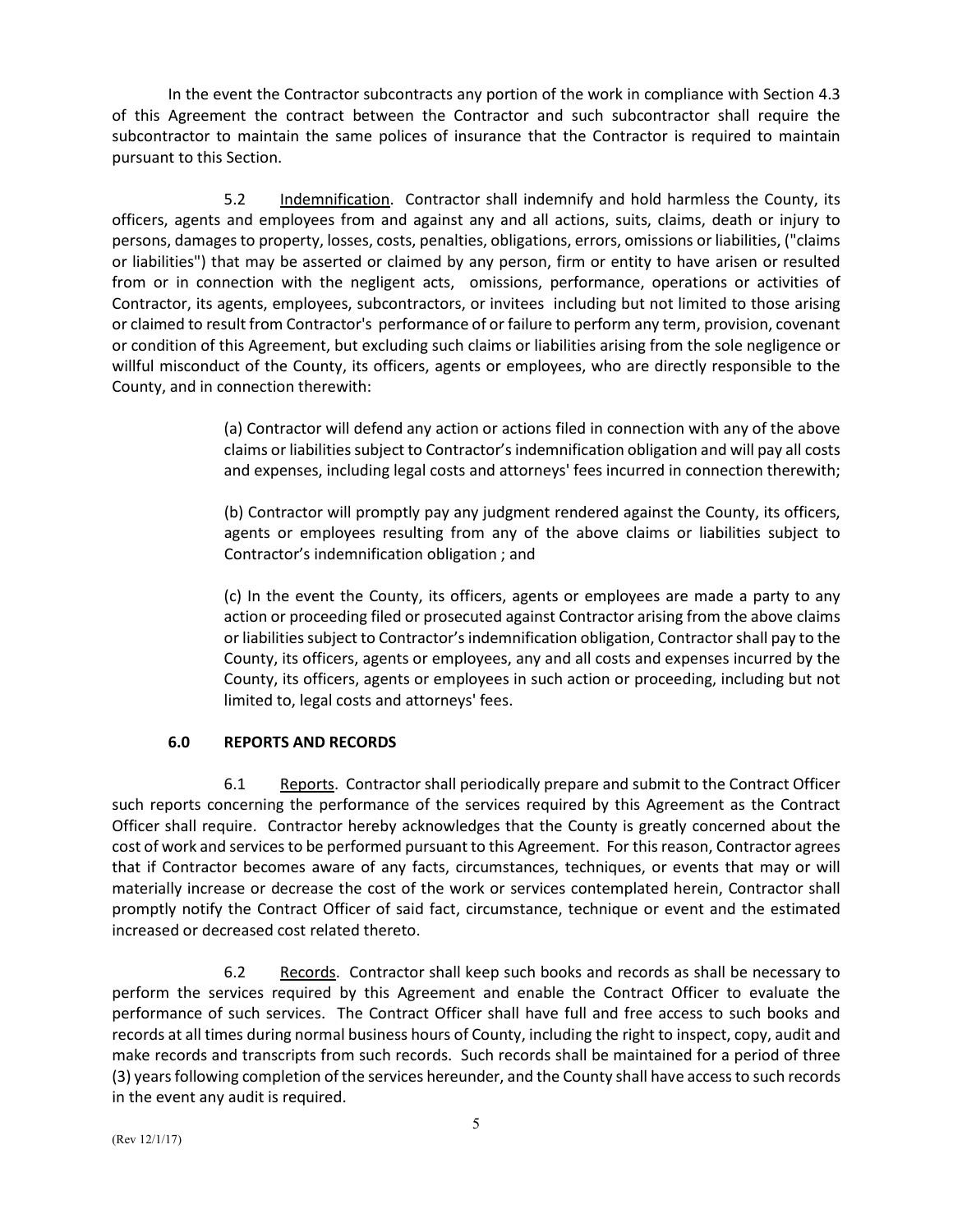In the event the Contractor subcontracts any portion of the work in compliance with Section 4.3 of this Agreement the contract between the Contractor and such subcontractor shall require the subcontractor to maintain the same polices of insurance that the Contractor is required to maintain pursuant to this Section.

5.2 Indemnification. Contractor shall indemnify and hold harmless the County, its officers, agents and employees from and against any and all actions, suits, claims, death or injury to persons, damages to property, losses, costs, penalties, obligations, errors, omissions or liabilities, ("claims or liabilities") that may be asserted or claimed by any person, firm or entity to have arisen or resulted from or in connection with the negligent acts, omissions, performance, operations or activities of Contractor, its agents, employees, subcontractors, or invitees including but not limited to those arising or claimed to result from Contractor's performance of or failure to perform any term, provision, covenant or condition of this Agreement, but excluding such claims or liabilities arising from the sole negligence or willful misconduct of the County, its officers, agents or employees, who are directly responsible to the County, and in connection therewith:

> (a) Contractor will defend any action or actions filed in connection with any of the above claims or liabilities subject to Contractor's indemnification obligation and will pay all costs and expenses, including legal costs and attorneys' fees incurred in connection therewith;
>
> (b) Contractor will promptly pay any judgment rendered against the County, its officers, agents or employees resulting from any of the above claims or liabilities subject to Contractor's indemnification obligation ; and
>
> (c) In the event the County, its officers, agents or employees are made a party to any action or proceeding filed or prosecuted against Contractor arising from the above claims or liabilities subject to Contractor's indemnification obligation, Contractor shall pay to the County, its officers, agents or employees, any and all costs and expenses incurred by the County, its officers, agents or employees in such action or proceeding, including but not limited to, legal costs and attorneys' fees.

## 6.0 REPORTS AND RECORDS

6.1 Reports. Contractor shall periodically prepare and submit to the Contract Officer such reports concerning the performance of the services required by this Agreement as the Contract Officer shall require. Contractor hereby acknowledges that the County is greatly concerned about the cost of work and services to be performed pursuant to this Agreement. For this reason, Contractor agrees that if Contractor becomes aware of any facts, circumstances, techniques, or events that may or will materially increase or decrease the cost of the work or services contemplated herein, Contractor shall promptly notify the Contract Officer of said fact, circumstance, technique or event and the estimated increased or decreased cost related thereto.

6.2 Records. Contractor shall keep such books and records as shall be necessary to perform the services required by this Agreement and enable the Contract Officer to evaluate the performance of such services. The Contract Officer shall have full and free access to such books and records at all times during normal business hours of County, including the right to inspect, copy, audit and make records and transcripts from such records. Such records shall be maintained for a period of three (3) years following completion of the services hereunder, and the County shall have access to such records in the event any audit is required.

(Rev 12/1/17)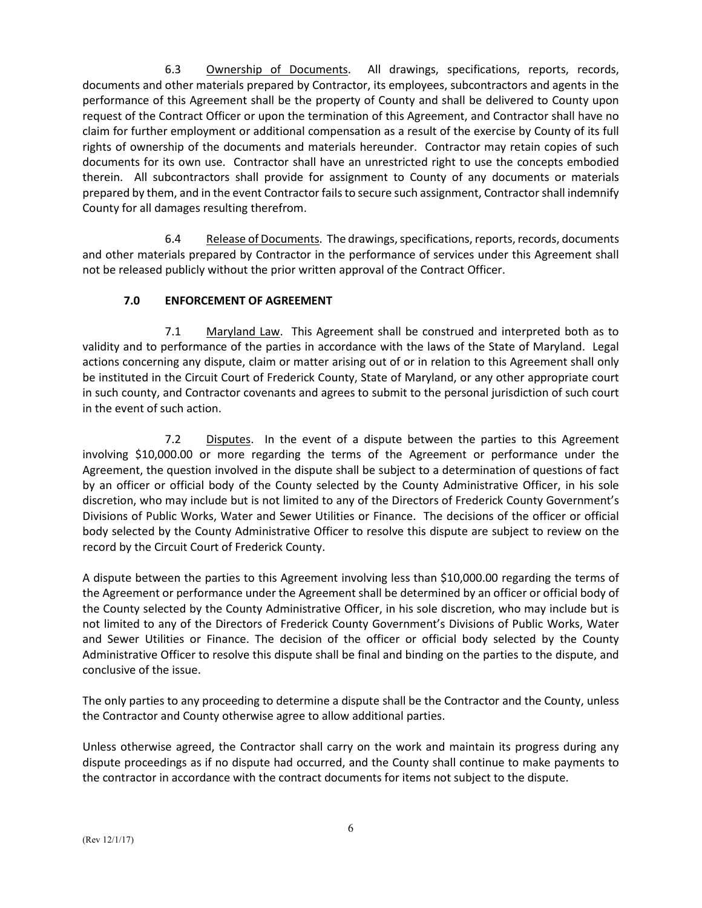6.3 Ownership of Documents. All drawings, specifications, reports, records, documents and other materials prepared by Contractor, its employees, subcontractors and agents in the performance of this Agreement shall be the property of County and shall be delivered to County upon request of the Contract Officer or upon the termination of this Agreement, and Contractor shall have no claim for further employment or additional compensation as a result of the exercise by County of its full rights of ownership of the documents and materials hereunder. Contractor may retain copies of such documents for its own use. Contractor shall have an unrestricted right to use the concepts embodied therein. All subcontractors shall provide for assignment to County of any documents or materials prepared by them, and in the event Contractor fails to secure such assignment, Contractor shall indemnify County for all damages resulting therefrom.

6.4 Release of Documents. The drawings, specifications, reports, records, documents and other materials prepared by Contractor in the performance of services under this Agreement shall not be released publicly without the prior written approval of the Contract Officer.

## 7.0 ENFORCEMENT OF AGREEMENT

7.1 Maryland Law. This Agreement shall be construed and interpreted both as to validity and to performance of the parties in accordance with the laws of the State of Maryland. Legal actions concerning any dispute, claim or matter arising out of or in relation to this Agreement shall only be instituted in the Circuit Court of Frederick County, State of Maryland, or any other appropriate court in such county, and Contractor covenants and agrees to submit to the personal jurisdiction of such court in the event of such action.

7.2 Disputes. In the event of a dispute between the parties to this Agreement involving $10,000.00 or more regarding the terms of the Agreement or performance under the Agreement, the question involved in the dispute shall be subject to a determination of questions of fact by an officer or official body of the County selected by the County Administrative Officer, in his sole discretion, who may include but is not limited to any of the Directors of Frederick County Government's Divisions of Public Works, Water and Sewer Utilities or Finance. The decisions of the officer or official body selected by the County Administrative Officer to resolve this dispute are subject to review on the record by the Circuit Court of Frederick County.

A dispute between the parties to this Agreement involving less than $10,000.00 regarding the terms of the Agreement or performance under the Agreement shall be determined by an officer or official body of the County selected by the County Administrative Officer, in his sole discretion, who may include but is not limited to any of the Directors of Frederick County Government's Divisions of Public Works, Water and Sewer Utilities or Finance. The decision of the officer or official body selected by the County Administrative Officer to resolve this dispute shall be final and binding on the parties to the dispute, and conclusive of the issue.

The only parties to any proceeding to determine a dispute shall be the Contractor and the County, unless the Contractor and County otherwise agree to allow additional parties.

Unless otherwise agreed, the Contractor shall carry on the work and maintain its progress during any dispute proceedings as if no dispute had occurred, and the County shall continue to make payments to the contractor in accordance with the contract documents for items not subject to the dispute.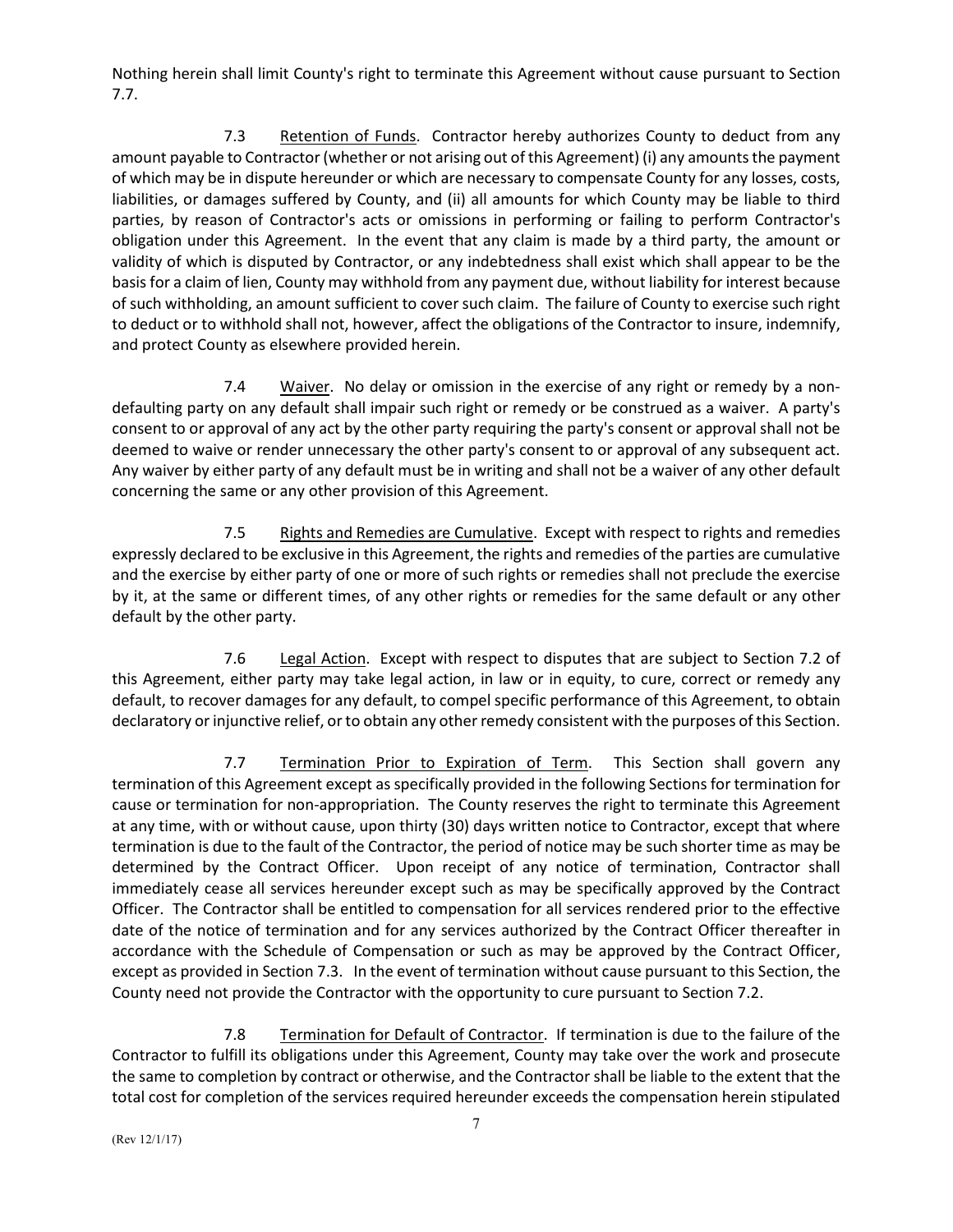Nothing herein shall limit County's right to terminate this Agreement without cause pursuant to Section 7.7.

7.3 Retention of Funds. Contractor hereby authorizes County to deduct from any amount payable to Contractor (whether or not arising out of this Agreement) (i) any amounts the payment of which may be in dispute hereunder or which are necessary to compensate County for any losses, costs, liabilities, or damages suffered by County, and (ii) all amounts for which County may be liable to third parties, by reason of Contractor's acts or omissions in performing or failing to perform Contractor's obligation under this Agreement. In the event that any claim is made by a third party, the amount or validity of which is disputed by Contractor, or any indebtedness shall exist which shall appear to be the basis for a claim of lien, County may withhold from any payment due, without liability for interest because of such withholding, an amount sufficient to cover such claim. The failure of County to exercise such right to deduct or to withhold shall not, however, affect the obligations of the Contractor to insure, indemnify, and protect County as elsewhere provided herein.

7.4 Waiver. No delay or omission in the exercise of any right or remedy by a non-defaulting party on any default shall impair such right or remedy or be construed as a waiver. A party's consent to or approval of any act by the other party requiring the party's consent or approval shall not be deemed to waive or render unnecessary the other party's consent to or approval of any subsequent act. Any waiver by either party of any default must be in writing and shall not be a waiver of any other default concerning the same or any other provision of this Agreement.

7.5 Rights and Remedies are Cumulative. Except with respect to rights and remedies expressly declared to be exclusive in this Agreement, the rights and remedies of the parties are cumulative and the exercise by either party of one or more of such rights or remedies shall not preclude the exercise by it, at the same or different times, of any other rights or remedies for the same default or any other default by the other party.

7.6 Legal Action. Except with respect to disputes that are subject to Section 7.2 of this Agreement, either party may take legal action, in law or in equity, to cure, correct or remedy any default, to recover damages for any default, to compel specific performance of this Agreement, to obtain declaratory or injunctive relief, or to obtain any other remedy consistent with the purposes of this Section.

7.7 Termination Prior to Expiration of Term. This Section shall govern any termination of this Agreement except as specifically provided in the following Sections for termination for cause or termination for non-appropriation. The County reserves the right to terminate this Agreement at any time, with or without cause, upon thirty (30) days written notice to Contractor, except that where termination is due to the fault of the Contractor, the period of notice may be such shorter time as may be determined by the Contract Officer. Upon receipt of any notice of termination, Contractor shall immediately cease all services hereunder except such as may be specifically approved by the Contract Officer. The Contractor shall be entitled to compensation for all services rendered prior to the effective date of the notice of termination and for any services authorized by the Contract Officer thereafter in accordance with the Schedule of Compensation or such as may be approved by the Contract Officer, except as provided in Section 7.3. In the event of termination without cause pursuant to this Section, the County need not provide the Contractor with the opportunity to cure pursuant to Section 7.2.

7.8 Termination for Default of Contractor. If termination is due to the failure of the Contractor to fulfill its obligations under this Agreement, County may take over the work and prosecute the same to completion by contract or otherwise, and the Contractor shall be liable to the extent that the total cost for completion of the services required hereunder exceeds the compensation herein stipulated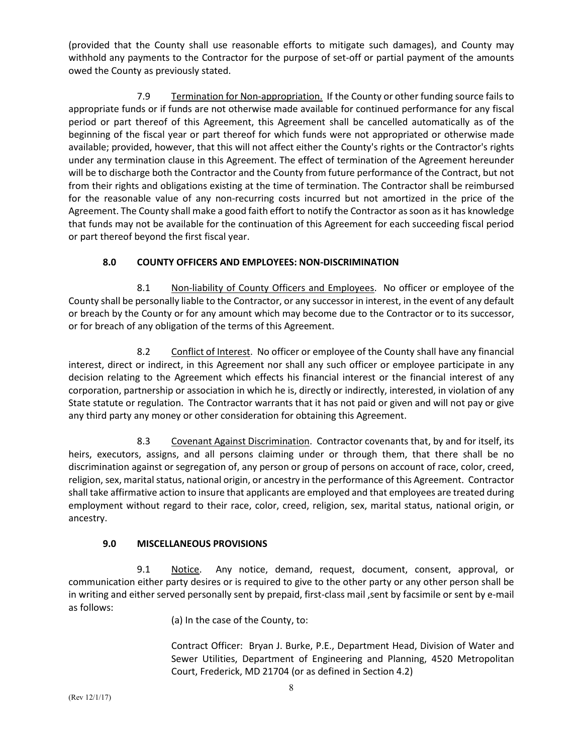(provided that the County shall use reasonable efforts to mitigate such damages), and County may withhold any payments to the Contractor for the purpose of set-off or partial payment of the amounts owed the County as previously stated.

7.9 Termination for Non-appropriation. If the County or other funding source fails to appropriate funds or if funds are not otherwise made available for continued performance for any fiscal period or part thereof of this Agreement, this Agreement shall be cancelled automatically as of the beginning of the fiscal year or part thereof for which funds were not appropriated or otherwise made available; provided, however, that this will not affect either the County's rights or the Contractor's rights under any termination clause in this Agreement. The effect of termination of the Agreement hereunder will be to discharge both the Contractor and the County from future performance of the Contract, but not from their rights and obligations existing at the time of termination. The Contractor shall be reimbursed for the reasonable value of any non-recurring costs incurred but not amortized in the price of the Agreement. The County shall make a good faith effort to notify the Contractor as soon as it has knowledge that funds may not be available for the continuation of this Agreement for each succeeding fiscal period or part thereof beyond the first fiscal year.

## 8.0 COUNTY OFFICERS AND EMPLOYEES: NON-DISCRIMINATION

8.1 Non-liability of County Officers and Employees. No officer or employee of the County shall be personally liable to the Contractor, or any successor in interest, in the event of any default or breach by the County or for any amount which may become due to the Contractor or to its successor, or for breach of any obligation of the terms of this Agreement.

8.2 Conflict of Interest. No officer or employee of the County shall have any financial interest, direct or indirect, in this Agreement nor shall any such officer or employee participate in any decision relating to the Agreement which effects his financial interest or the financial interest of any corporation, partnership or association in which he is, directly or indirectly, interested, in violation of any State statute or regulation. The Contractor warrants that it has not paid or given and will not pay or give any third party any money or other consideration for obtaining this Agreement.

8.3 Covenant Against Discrimination. Contractor covenants that, by and for itself, its heirs, executors, assigns, and all persons claiming under or through them, that there shall be no discrimination against or segregation of, any person or group of persons on account of race, color, creed, religion, sex, marital status, national origin, or ancestry in the performance of this Agreement. Contractor shall take affirmative action to insure that applicants are employed and that employees are treated during employment without regard to their race, color, creed, religion, sex, marital status, national origin, or ancestry.

## 9.0 MISCELLANEOUS PROVISIONS

9.1 Notice. Any notice, demand, request, document, consent, approval, or communication either party desires or is required to give to the other party or any other person shall be in writing and either served personally sent by prepaid, first-class mail ,sent by facsimile or sent by e-mail as follows:

(a) In the case of the County, to:

Contract Officer: Bryan J. Burke, P.E., Department Head, Division of Water and Sewer Utilities, Department of Engineering and Planning, 4520 Metropolitan Court, Frederick, MD 21704 (or as defined in Section 4.2)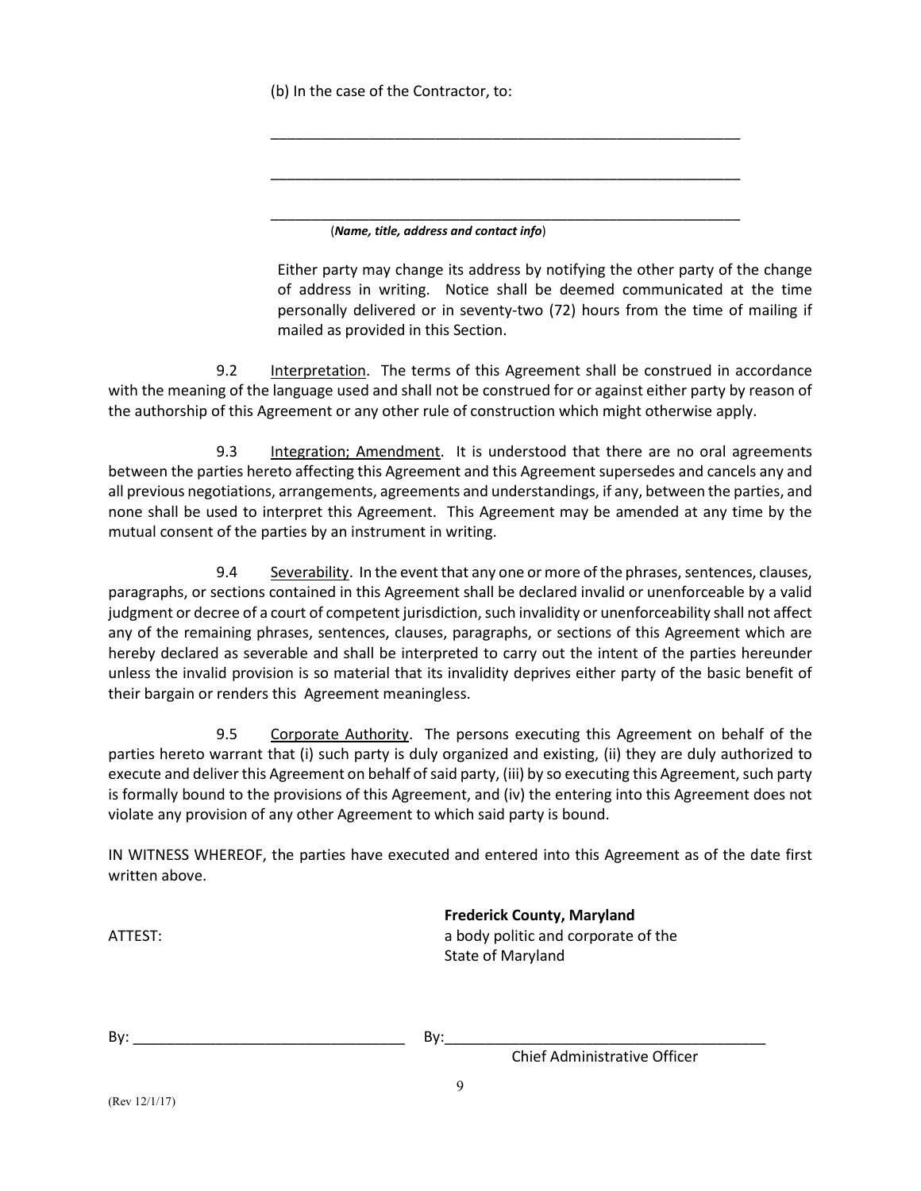(b) In the case of the Contractor, to:

\_\_\_\_\_\_\_\_\_\_\_\_\_\_\_\_\_\_\_\_\_\_\_\_\_\_\_\_\_\_\_\_\_\_\_\_\_\_\_\_\_\_\_\_\_\_\_\_\_\_\_\_\_\_\_\_\_\_

\_\_\_\_\_\_\_\_\_\_\_\_\_\_\_\_\_\_\_\_\_\_\_\_\_\_\_\_\_\_\_\_\_\_\_\_\_\_\_\_\_\_\_\_\_\_\_\_\_\_\_\_\_\_\_\_\_\_

\_\_\_\_\_\_\_\_\_\_\_\_\_\_\_\_\_\_\_\_\_\_\_\_\_\_\_\_\_\_\_\_\_\_\_\_\_\_\_\_\_\_\_\_\_\_\_\_\_\_\_\_\_\_\_\_\_\_

(***Name, title, address and contact info***)

Either party may change its address by notifying the other party of the change of address in writing. Notice shall be deemed communicated at the time personally delivered or in seventy-two (72) hours from the time of mailing if mailed as provided in this Section.

9.2 Interpretation. The terms of this Agreement shall be construed in accordance with the meaning of the language used and shall not be construed for or against either party by reason of the authorship of this Agreement or any other rule of construction which might otherwise apply.

9.3 Integration; Amendment. It is understood that there are no oral agreements between the parties hereto affecting this Agreement and this Agreement supersedes and cancels any and all previous negotiations, arrangements, agreements and understandings, if any, between the parties, and none shall be used to interpret this Agreement. This Agreement may be amended at any time by the mutual consent of the parties by an instrument in writing.

9.4 Severability. In the event that any one or more of the phrases, sentences, clauses, paragraphs, or sections contained in this Agreement shall be declared invalid or unenforceable by a valid judgment or decree of a court of competent jurisdiction, such invalidity or unenforceability shall not affect any of the remaining phrases, sentences, clauses, paragraphs, or sections of this Agreement which are hereby declared as severable and shall be interpreted to carry out the intent of the parties hereunder unless the invalid provision is so material that its invalidity deprives either party of the basic benefit of their bargain or renders this Agreement meaningless.

9.5 Corporate Authority. The persons executing this Agreement on behalf of the parties hereto warrant that (i) such party is duly organized and existing, (ii) they are duly authorized to execute and deliver this Agreement on behalf of said party, (iii) by so executing this Agreement, such party is formally bound to the provisions of this Agreement, and (iv) the entering into this Agreement does not violate any provision of any other Agreement to which said party is bound.

IN WITNESS WHEREOF, the parties have executed and entered into this Agreement as of the date first written above.

**Frederick County, Maryland**
a body politic and corporate of the State of Maryland

ATTEST:

By: \_\_\_\_\_\_\_\_\_\_\_\_\_\_\_\_\_\_\_\_\_\_\_\_\_\_\_\_\_\_\_\_\_\_

By:\_\_\_\_\_\_\_\_\_\_\_\_\_\_\_\_\_\_\_\_\_\_\_\_\_\_\_\_\_\_\_\_\_\_\_\_\_\_\_\_
Chief Administrative Officer

(Rev 12/1/17)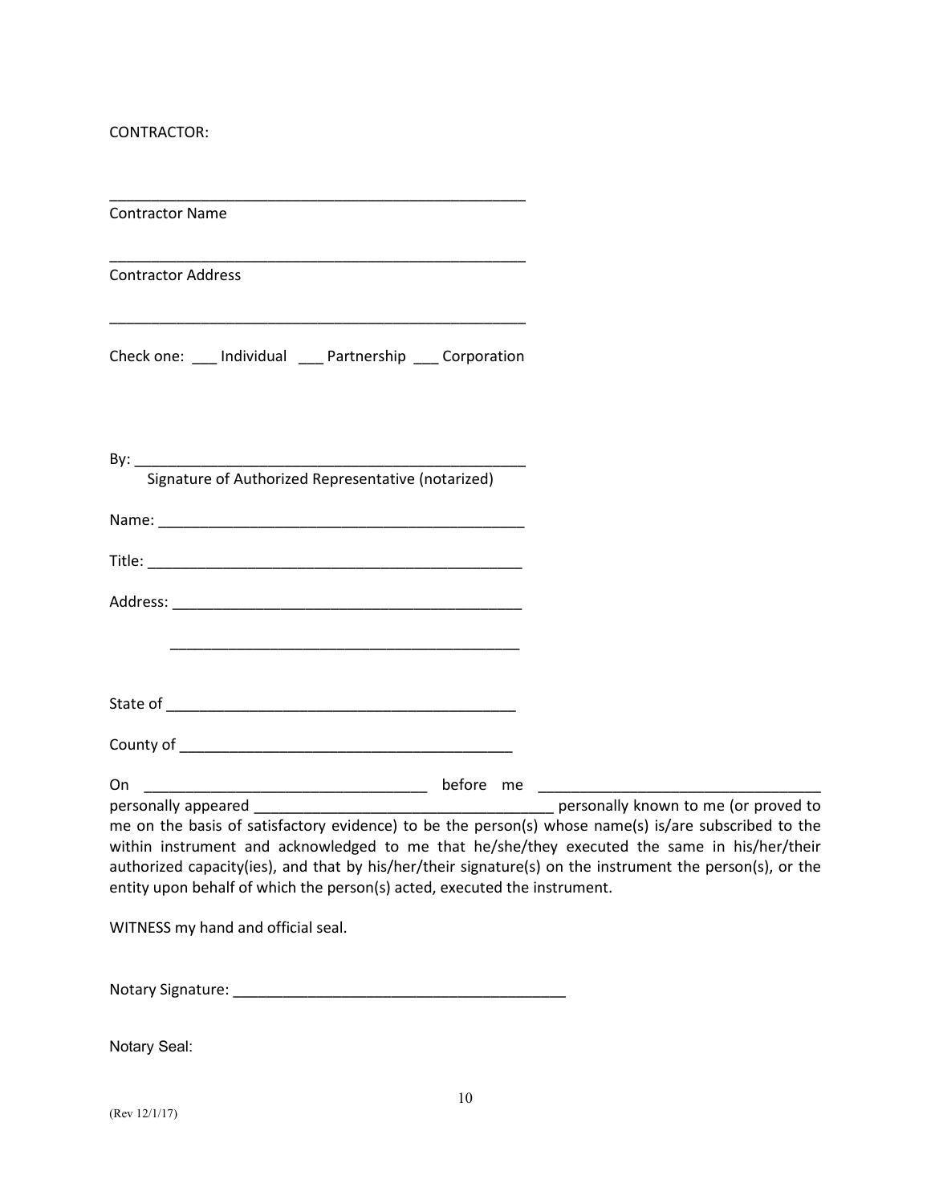CONTRACTOR:

\_\_\_\_\_\_\_\_\_\_\_\_\_\_\_\_\_\_\_\_\_\_\_\_\_\_\_\_\_\_\_\_\_\_\_\_\_\_\_\_\_\_\_\_\_\_\_\_\_\_
Contractor Name

\_\_\_\_\_\_\_\_\_\_\_\_\_\_\_\_\_\_\_\_\_\_\_\_\_\_\_\_\_\_\_\_\_\_\_\_\_\_\_\_\_\_\_\_\_\_\_\_\_\_
Contractor Address

\_\_\_\_\_\_\_\_\_\_\_\_\_\_\_\_\_\_\_\_\_\_\_\_\_\_\_\_\_\_\_\_\_\_\_\_\_\_\_\_\_\_\_\_\_\_\_\_\_\_

Check one: \_\_\_ Individual \_\_\_ Partnership \_\_\_ Corporation

By: \_\_\_\_\_\_\_\_\_\_\_\_\_\_\_\_\_\_\_\_\_\_\_\_\_\_\_\_\_\_\_\_\_\_\_\_\_\_\_\_\_\_\_\_\_\_
Signature of Authorized Representative (notarized)

Name: \_\_\_\_\_\_\_\_\_\_\_\_\_\_\_\_\_\_\_\_\_\_\_\_\_\_\_\_\_\_\_\_\_\_\_\_\_\_\_\_\_\_\_\_

Title: \_\_\_\_\_\_\_\_\_\_\_\_\_\_\_\_\_\_\_\_\_\_\_\_\_\_\_\_\_\_\_\_\_\_\_\_\_\_\_\_\_\_\_\_\_

Address: \_\_\_\_\_\_\_\_\_\_\_\_\_\_\_\_\_\_\_\_\_\_\_\_\_\_\_\_\_\_\_\_\_\_\_\_\_\_\_\_\_\_
\_\_\_\_\_\_\_\_\_\_\_\_\_\_\_\_\_\_\_\_\_\_\_\_\_\_\_\_\_\_\_\_\_\_\_\_\_\_\_\_\_\_

State of \_\_\_\_\_\_\_\_\_\_\_\_\_\_\_\_\_\_\_\_\_\_\_\_\_\_\_\_\_\_\_\_\_\_\_\_\_\_\_\_\_\_

County of \_\_\_\_\_\_\_\_\_\_\_\_\_\_\_\_\_\_\_\_\_\_\_\_\_\_\_\_\_\_\_\_\_\_\_\_\_\_\_\_

On \_\_\_\_\_\_\_\_\_\_\_\_\_\_\_\_\_\_\_\_\_\_\_\_\_\_\_\_\_\_\_\_\_\_ before me \_\_\_\_\_\_\_\_\_\_\_\_\_\_\_\_\_\_\_\_\_\_\_\_\_\_\_\_\_\_\_\_\_\_ personally appeared \_\_\_\_\_\_\_\_\_\_\_\_\_\_\_\_\_\_\_\_\_\_\_\_\_\_\_\_\_\_\_\_\_\_\_\_ personally known to me (or proved to me on the basis of satisfactory evidence) to be the person(s) whose name(s) is/are subscribed to the within instrument and acknowledged to me that he/she/they executed the same in his/her/their authorized capacity(ies), and that by his/her/their signature(s) on the instrument the person(s), or the entity upon behalf of which the person(s) acted, executed the instrument.

WITNESS my hand and official seal.

Notary Signature: \_\_\_\_\_\_\_\_\_\_\_\_\_\_\_\_\_\_\_\_\_\_\_\_\_\_\_\_\_\_\_\_\_\_\_\_\_\_\_

Notary Seal:

(Rev 12/1/17)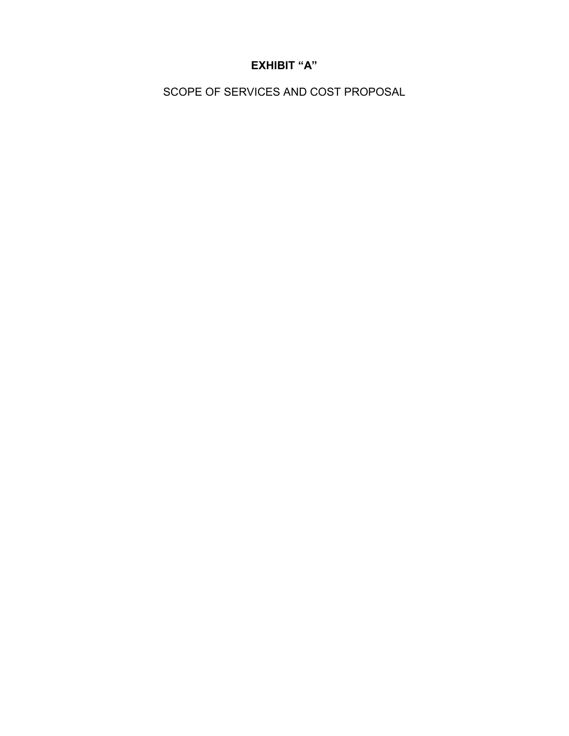# EXHIBIT "A"

SCOPE OF SERVICES AND COST PROPOSAL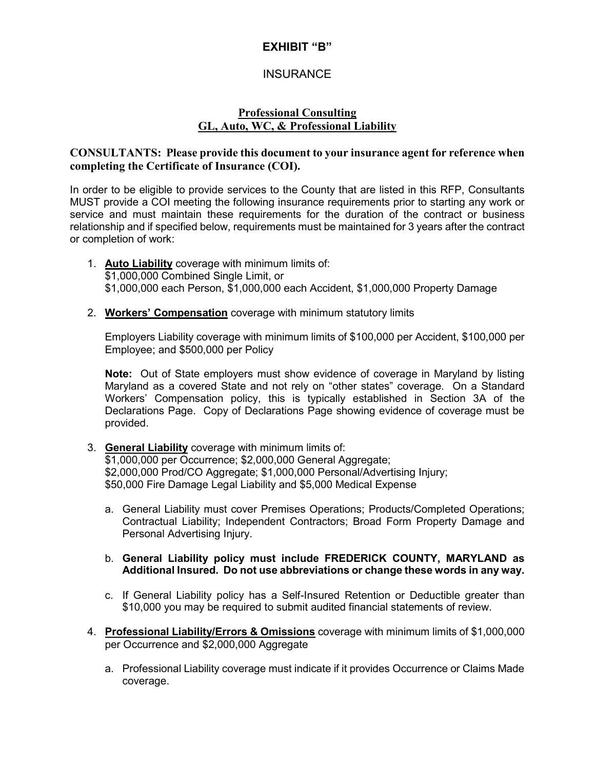# EXHIBIT "B"

## INSURANCE

### Professional Consulting
### GL, Auto, WC, & Professional Liability

**CONSULTANTS: Please provide this document to your insurance agent for reference when completing the Certificate of Insurance (COI).**

In order to be eligible to provide services to the County that are listed in this RFP, Consultants MUST provide a COI meeting the following insurance requirements prior to starting any work or service and must maintain these requirements for the duration of the contract or business relationship and if specified below, requirements must be maintained for 3 years after the contract or completion of work:

1. **Auto Liability** coverage with minimum limits of:
   $1,000,000 Combined Single Limit, or
   $1,000,000 each Person, $1,000,000 each Accident, $1,000,000 Property Damage

2. **Workers' Compensation** coverage with minimum statutory limits

   Employers Liability coverage with minimum limits of $100,000 per Accident, $100,000 per Employee; and $500,000 per Policy

   **Note:** Out of State employers must show evidence of coverage in Maryland by listing Maryland as a covered State and not rely on "other states" coverage. On a Standard Workers' Compensation policy, this is typically established in Section 3A of the Declarations Page. Copy of Declarations Page showing evidence of coverage must be provided.

3. **General Liability** coverage with minimum limits of:
   $1,000,000 per Occurrence; $2,000,000 General Aggregate;
   $2,000,000 Prod/CO Aggregate; $1,000,000 Personal/Advertising Injury;
   $50,000 Fire Damage Legal Liability and $5,000 Medical Expense

   a. General Liability must cover Premises Operations; Products/Completed Operations; Contractual Liability; Independent Contractors; Broad Form Property Damage and Personal Advertising Injury.

   b. **General Liability policy must include FREDERICK COUNTY, MARYLAND as Additional Insured. Do not use abbreviations or change these words in any way.**

   c. If General Liability policy has a Self-Insured Retention or Deductible greater than $10,000 you may be required to submit audited financial statements of review.

4. **Professional Liability/Errors & Omissions** coverage with minimum limits of $1,000,000 per Occurrence and $2,000,000 Aggregate

   a. Professional Liability coverage must indicate if it provides Occurrence or Claims Made coverage.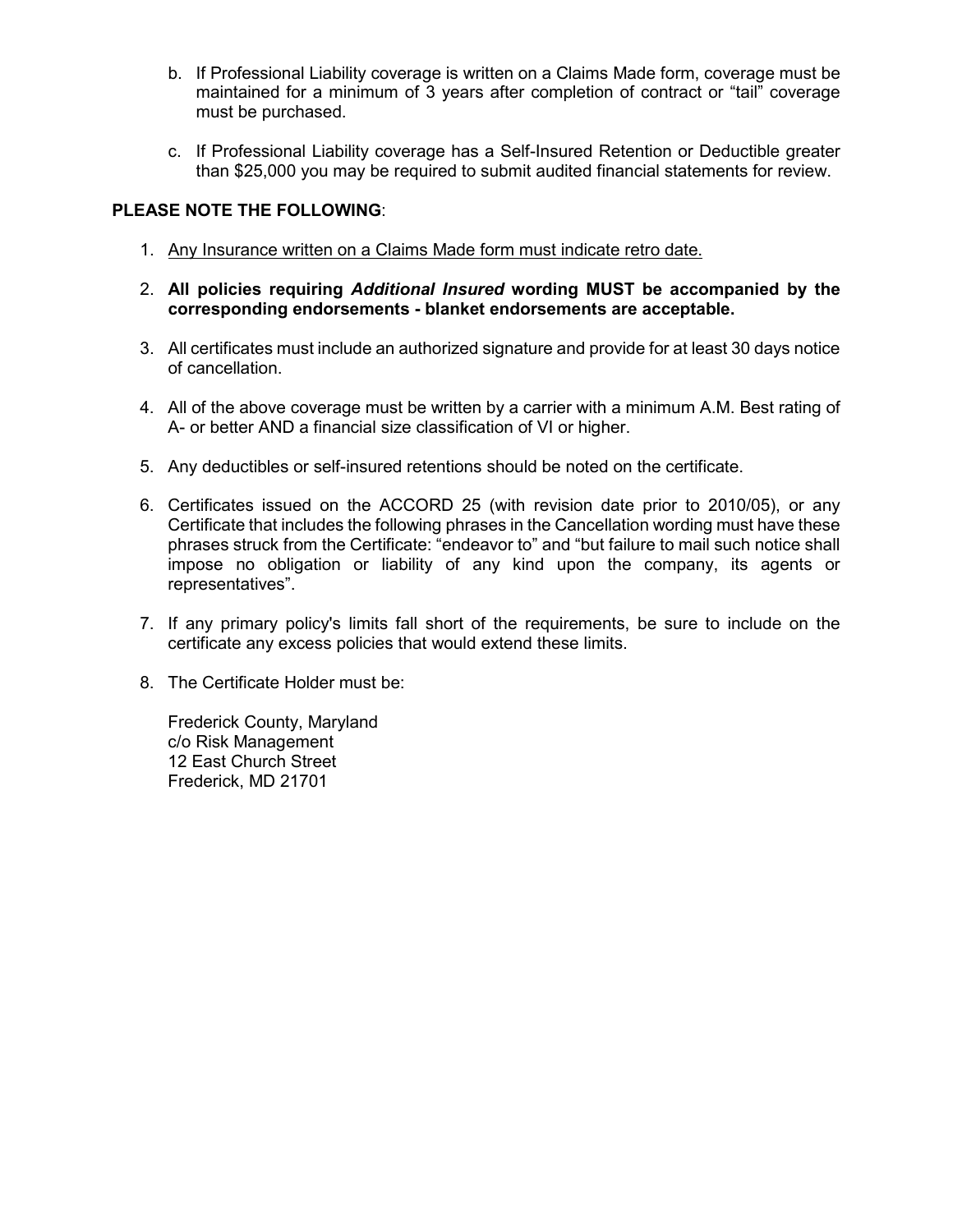b. If Professional Liability coverage is written on a Claims Made form, coverage must be maintained for a minimum of 3 years after completion of contract or "tail" coverage must be purchased.

c. If Professional Liability coverage has a Self-Insured Retention or Deductible greater than $25,000 you may be required to submit audited financial statements for review.

**PLEASE NOTE THE FOLLOWING**:

1. <u>Any Insurance written on a Claims Made form must indicate retro date.</u>

2. **All policies requiring *Additional Insured* wording MUST be accompanied by the corresponding endorsements - blanket endorsements are acceptable.**

3. All certificates must include an authorized signature and provide for at least 30 days notice of cancellation.

4. All of the above coverage must be written by a carrier with a minimum A.M. Best rating of A- or better AND a financial size classification of VI or higher.

5. Any deductibles or self-insured retentions should be noted on the certificate.

6. Certificates issued on the ACCORD 25 (with revision date prior to 2010/05), or any Certificate that includes the following phrases in the Cancellation wording must have these phrases struck from the Certificate: "endeavor to" and "but failure to mail such notice shall impose no obligation or liability of any kind upon the company, its agents or representatives".

7. If any primary policy's limits fall short of the requirements, be sure to include on the certificate any excess policies that would extend these limits.

8. The Certificate Holder must be:

   Frederick County, Maryland
   c/o Risk Management
   12 East Church Street
   Frederick, MD 21701